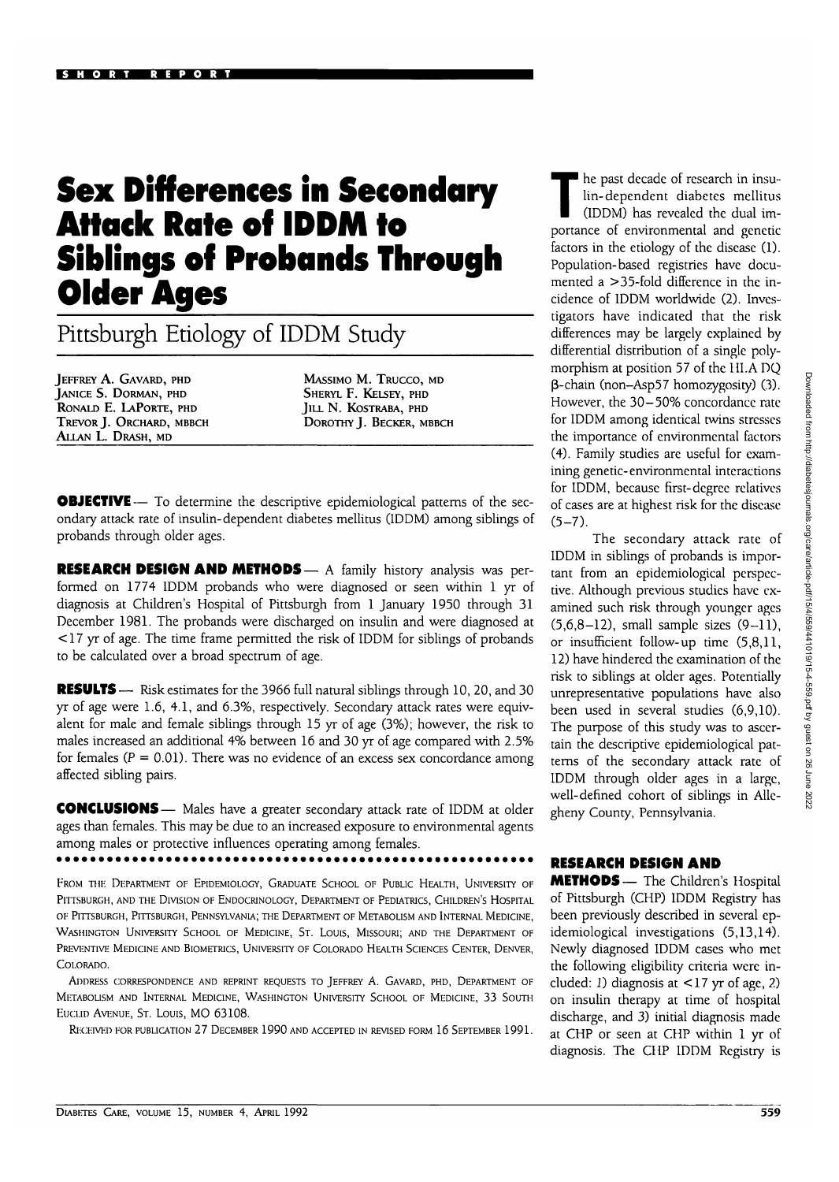SHORT REPORT

# Sex Differences in Secondary Attack Rate of IDDM to Siblings of Probands Through Older Ages

## Pittsburgh Etiology of IDDM Study

JEFFREY A. GAVARD, PHD
JANICE S. DORMAN, PHD
RONALD E. LAPORTE, PHD
TREVOR J. ORCHARD, MBBCH
ALLAN L. DRASH, MD
MASSIMO M. TRUCCO, MD
SHERYL F. KELSEY, PHD
JILL N. KOSTRABA, PHD
DOROTHY J. BECKER, MBBCH

**OBJECTIVE** — To determine the descriptive epidemiological patterns of the secondary attack rate of insulin-dependent diabetes mellitus (IDDM) among siblings of probands through older ages.

**RESEARCH DESIGN AND METHODS** — A family history analysis was performed on 1774 IDDM probands who were diagnosed or seen within 1 yr of diagnosis at Children's Hospital of Pittsburgh from 1 January 1950 through 31 December 1981. The probands were discharged on insulin and were diagnosed at <17 yr of age. The time frame permitted the risk of IDDM for siblings of probands to be calculated over a broad spectrum of age.

**RESULTS** — Risk estimates for the 3966 full natural siblings through 10, 20, and 30 yr of age were 1.6, 4.1, and 6.3%, respectively. Secondary attack rates were equivalent for male and female siblings through 15 yr of age (3%); however, the risk to males increased an additional 4% between 16 and 30 yr of age compared with 2.5% for females ($P = 0.01$). There was no evidence of an excess sex concordance among affected sibling pairs.

**CONCLUSIONS** — Males have a greater secondary attack rate of IDDM at older ages than females. This may be due to an increased exposure to environmental agents among males or protective influences operating among females.

FROM THE DEPARTMENT OF EPIDEMIOLOGY, GRADUATE SCHOOL OF PUBLIC HEALTH, UNIVERSITY OF PITTSBURGH, AND THE DIVISION OF ENDOCRINOLOGY, DEPARTMENT OF PEDIATRICS, CHILDREN'S HOSPITAL OF PITTSBURGH, PITTSBURGH, PENNSYLVANIA; THE DEPARTMENT OF METABOLISM AND INTERNAL MEDICINE, WASHINGTON UNIVERSITY SCHOOL OF MEDICINE, ST. LOUIS, MISSOURI; AND THE DEPARTMENT OF PREVENTIVE MEDICINE AND BIOMETRICS, UNIVERSITY OF COLORADO HEALTH SCIENCES CENTER, DENVER, COLORADO.

ADDRESS CORRESPONDENCE AND REPRINT REQUESTS TO JEFFREY A. GAVARD, PHD, DEPARTMENT OF METABOLISM AND INTERNAL MEDICINE, WASHINGTON UNIVERSITY SCHOOL OF MEDICINE, 33 SOUTH EUCLID AVENUE, ST. LOUIS, MO 63108.

RECEIVED FOR PUBLICATION 27 DECEMBER 1990 AND ACCEPTED IN REVISED FORM 16 SEPTEMBER 1991.

The past decade of research in insulin-dependent diabetes mellitus (IDDM) has revealed the dual importance of environmental and genetic factors in the etiology of the disease (1). Population-based registries have documented a >35-fold difference in the incidence of IDDM worldwide (2). Investigators have indicated that the risk differences may be largely explained by differential distribution of a single polymorphism at position 57 of the HLA DQ β-chain (non–Asp57 homozygosity) (3). However, the 30–50% concordance rate for IDDM among identical twins stresses the importance of environmental factors (4). Family studies are useful for examining genetic-environmental interactions for IDDM, because first-degree relatives of cases are at highest risk for the disease (5–7).

The secondary attack rate of IDDM in siblings of probands is important from an epidemiological perspective. Although previous studies have examined such risk through younger ages (5,6,8–12), small sample sizes (9–11), or insufficient follow-up time (5,8,11, 12) have hindered the examination of the risk to siblings at older ages. Potentially unrepresentative populations have also been used in several studies (6,9,10). The purpose of this study was to ascertain the descriptive epidemiological patterns of the secondary attack rate of IDDM through older ages in a large, well-defined cohort of siblings in Allegheny County, Pennsylvania.

## RESEARCH DESIGN AND METHODS

The Children's Hospital of Pittsburgh (CHP) IDDM Registry has been previously described in several epidemiological investigations (5,13,14). Newly diagnosed IDDM cases who met the following eligibility criteria were included: *1*) diagnosis at <17 yr of age, *2*) on insulin therapy at time of hospital discharge, and *3*) initial diagnosis made at CHP or seen at CHP within 1 yr of diagnosis. The CHP IDDM Registry is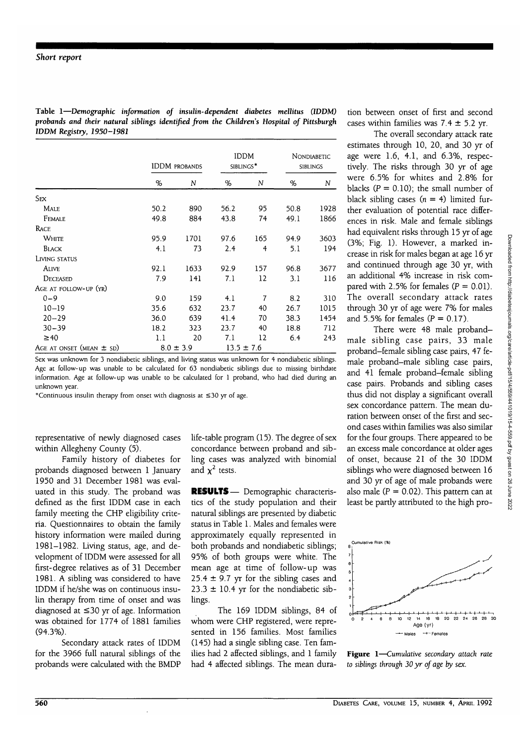*Short report*

**Table 1—Demographic information of insulin-dependent diabetes mellitus (IDDM) probands and their natural siblings identified from the Children's Hospital of Pittsburgh IDDM Registry, 1950–1981**

| | IDDM probands | | IDDM siblings* | | Nondiabetic siblings | |
|---|---|---|---|---|---|---|
| | % | N | % | N | % | N |
| Sex | | | | | | |
| Male | 50.2 | 890 | 56.2 | 95 | 50.8 | 1928 |
| Female | 49.8 | 884 | 43.8 | 74 | 49.1 | 1866 |
| Race | | | | | | |
| White | 95.9 | 1701 | 97.6 | 165 | 94.9 | 3603 |
| Black | 4.1 | 73 | 2.4 | 4 | 5.1 | 194 |
| Living status | | | | | | |
| Alive | 92.1 | 1633 | 92.9 | 157 | 96.8 | 3677 |
| Deceased | 7.9 | 141 | 7.1 | 12 | 3.1 | 116 |
| Age at follow-up (yr) | | | | | | |
| 0–9 | 9.0 | 159 | 4.1 | 7 | 8.2 | 310 |
| 10–19 | 35.6 | 632 | 23.7 | 40 | 26.7 | 1015 |
| 20–29 | 36.0 | 639 | 41.4 | 70 | 38.3 | 1454 |
| 30–39 | 18.2 | 323 | 23.7 | 40 | 18.8 | 712 |
| ≥40 | 1.1 | 20 | 7.1 | 12 | 6.4 | 243 |
| Age at onset (mean ± SD) | 8.0 ± 3.9 | | 13.5 ± 7.6 | | | |

Sex was unknown for 3 nondiabetic siblings, and living status was unknown for 4 nondiabetic siblings. Age at follow-up was unable to be calculated for 63 nondiabetic siblings due to missing birthdate information. Age at follow-up was unable to be calculated for 1 proband, who had died during an unknown year.

*Continuous insulin therapy from onset with diagnosis at ≤30 yr of age.

representative of newly diagnosed cases within Allegheny County (5).

Family history of diabetes for probands diagnosed between 1 January 1950 and 31 December 1981 was evaluated in this study. The proband was defined as the first IDDM case in each family meeting the CHP eligibility criteria. Questionnaires to obtain the family history information were mailed during 1981–1982. Living status, age, and development of IDDM were assessed for all first-degree relatives as of 31 December 1981. A sibling was considered to have IDDM if he/she was on continuous insulin therapy from time of onset and was diagnosed at ≤30 yr of age. Information was obtained for 1774 of 1881 families (94.3%).

Secondary attack rates of IDDM for the 3966 full natural siblings of the probands were calculated with the BMDP life-table program (15). The degree of sex concordance between proband and sibling cases was analyzed with binomial and $\chi^2$ tests.

**RESULTS**— Demographic characteristics of the study population and their natural siblings are presented by diabetic status in Table 1. Males and females were approximately equally represented in both probands and nondiabetic siblings; 95% of both groups were white. The mean age at time of follow-up was 25.4 ± 9.7 yr for the sibling cases and 23.3 ± 10.4 yr for the nondiabetic siblings.

The 169 IDDM siblings, 84 of whom were CHP registered, were represented in 156 families. Most families (145) had a single sibling case. Ten families had 2 affected siblings, and 1 family had 4 affected siblings. The mean duration between onset of first and second cases within families was 7.4 ± 5.2 yr.

The overall secondary attack rate estimates through 10, 20, and 30 yr of age were 1.6, 4.1, and 6.3%, respectively. The risks through 30 yr of age were 6.5% for whites and 2.8% for blacks ($P = 0.10$); the small number of black sibling cases ($n = 4$) limited further evaluation of potential race differences in risk. Male and female siblings had equivalent risks through 15 yr of age (3%; Fig. 1). However, a marked increase in risk for males began at age 16 yr and continued through age 30 yr, with an additional 4% increase in risk compared with 2.5% for females ($P = 0.01$). The overall secondary attack rates through 30 yr of age were 7% for males and 5.5% for females ($P = 0.17$).

There were 48 male proband–male sibling case pairs, 33 male proband–female sibling case pairs, 47 female proband–male sibling case pairs, and 41 female proband–female sibling case pairs. Probands and sibling cases thus did not display a significant overall sex concordance pattern. The mean duration between onset of the first and second cases within families was also similar for the four groups. There appeared to be an excess male concordance at older ages of onset, because 21 of the 30 IDDM siblings who were diagnosed between 16 and 30 yr of age of male probands were also male ($P = 0.02$). This pattern can at least be partly attributed to the high pro-

**Figure 1**—*Cumulative secondary attack rate to siblings through 30 yr of age by sex.*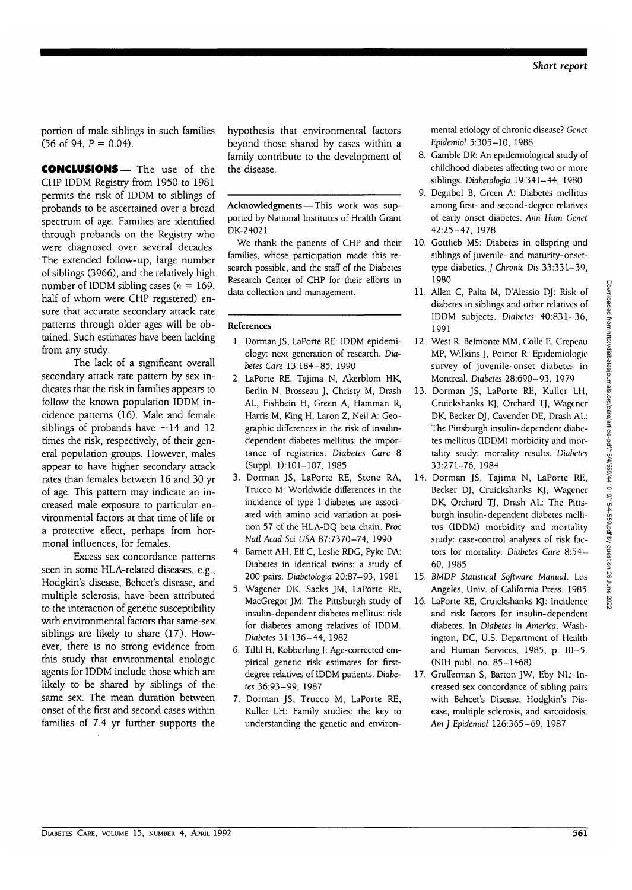portion of male siblings in such families (56 of 94, $P = 0.04$).

**CONCLUSIONS** — The use of the CHP IDDM Registry from 1950 to 1981 permits the risk of IDDM to siblings of probands to be ascertained over a broad spectrum of age. Families are identified through probands on the Registry who were diagnosed over several decades. The extended follow-up, large number of siblings (3966), and the relatively high number of IDDM sibling cases ($n = 169$, half of whom were CHP registered) ensure that accurate secondary attack rate patterns through older ages will be obtained. Such estimates have been lacking from any study.

The lack of a significant overall secondary attack rate pattern by sex indicates that the risk in families appears to follow the known population IDDM incidence patterns (16). Male and female siblings of probands have ~14 and 12 times the risk, respectively, of their general population groups. However, males appear to have higher secondary attack rates than females between 16 and 30 yr of age. This pattern may indicate an increased male exposure to particular environmental factors at that time of life or a protective effect, perhaps from hormonal influences, for females.

Excess sex concordance patterns seen in some HLA-related diseases, e.g., Hodgkin's disease, Behcet's disease, and multiple sclerosis, have been attributed to the interaction of genetic susceptibility with environmental factors that same-sex siblings are likely to share (17). However, there is no strong evidence from this study that environmental etiologic agents for IDDM include those which are likely to be shared by siblings of the same sex. The mean duration between onset of the first and second cases within families of 7.4 yr further supports the hypothesis that environmental factors beyond those shared by cases within a family contribute to the development of the disease.

**Acknowledgments** — This work was supported by National Institutes of Health Grant DK-24021.

We thank the patients of CHP and their families, whose participation made this research possible, and the staff of the Diabetes Research Center of CHP for their efforts in data collection and management.

## References

1. Dorman JS, LaPorte RE: IDDM epidemiology: next generation of research. *Diabetes Care* 13:184–85, 1990
2. LaPorte RE, Tajima N, Akerblom HK, Berlin N, Brosseau J, Christy M, Drash AL, Fishbein H, Green A, Hamman R, Harris M, King H, Laron Z, Neil A: Geographic differences in the risk of insulin-dependent diabetes mellitus: the importance of registries. *Diabetes Care* 8 (Suppl. 1):101–107, 1985
3. Dorman JS, LaPorte RE, Stone RA, Trucco M: Worldwide differences in the incidence of type I diabetes are associated with amino acid variation at position 57 of the HLA-DQ beta chain. *Proc Natl Acad Sci USA* 87:7370–74, 1990
4. Barnett AH, Eff C, Leslie RDG, Pyke DA: Diabetes in identical twins: a study of 200 pairs. *Diabetologia* 20:87–93, 1981
5. Wagener DK, Sacks JM, LaPorte RE, MacGregor JM: The Pittsburgh study of insulin-dependent diabetes mellitus: risk for diabetes among relatives of IDDM. *Diabetes* 31:136–44, 1982
6. Tillil H, Kobberling J: Age-corrected empirical genetic risk estimates for first-degree relatives of IDDM patients. *Diabetes* 36:93–99, 1987
7. Dorman JS, Trucco M, LaPorte RE, Kuller LH: Family studies: the key to understanding the genetic and environmental etiology of chronic disease? *Genet Epidemiol* 5:305–10, 1988
8. Gamble DR: An epidemiological study of childhood diabetes affecting two or more siblings. *Diabetologia* 19:341–44, 1980
9. Degnbol B, Green A: Diabetes mellitus among first- and second-degree relatives of early onset diabetes. *Ann Hum Genet* 42:25–47, 1978
10. Gottlieb MS: Diabetes in offspring and siblings of juvenile- and maturity-onset-type diabetics. *J Chronic Dis* 33:331–39, 1980
11. Allen C, Palta M, D'Alessio DJ: Risk of diabetes in siblings and other relatives of IDDM subjects. *Diabetes* 40:831–36, 1991
12. West R, Belmonte MM, Colle E, Crepeau MP, Wilkins J, Poirier R: Epidemiologic survey of juvenile-onset diabetes in Montreal. *Diabetes* 28:690–93, 1979
13. Dorman JS, LaPorte RE, Kuller LH, Cruickshanks KJ, Orchard TJ, Wagener DK, Becker DJ, Cavender DE, Drash AL: The Pittsburgh insulin-dependent diabetes mellitus (IDDM) morbidity and mortality study: mortality results. *Diabetes* 33:271–76, 1984
14. Dorman JS, Tajima N, LaPorte RE, Becker DJ, Cruickshanks KJ, Wagener DK, Orchard TJ, Drash AL: The Pittsburgh insulin-dependent diabetes mellitus (IDDM) morbidity and mortality study: case-control analyses of risk factors for mortality. *Diabetes Care* 8:54–60, 1985
15. *BMDP Statistical Software Manual*. Los Angeles, Univ. of California Press, 1985
16. LaPorte RE, Cruickshanks KJ: Incidence and risk factors for insulin-dependent diabetes. In *Diabetes in America*. Washington, DC, U.S. Department of Health and Human Services, 1985, p. III–5. (NIH publ. no. 85–1468)
17. Grufferman S, Barton JW, Eby NL: Increased sex concordance of sibling pairs with Behcet's Disease, Hodgkin's Disease, multiple sclerosis, and sarcoidosis. *Am J Epidemiol* 126:365–69, 1987